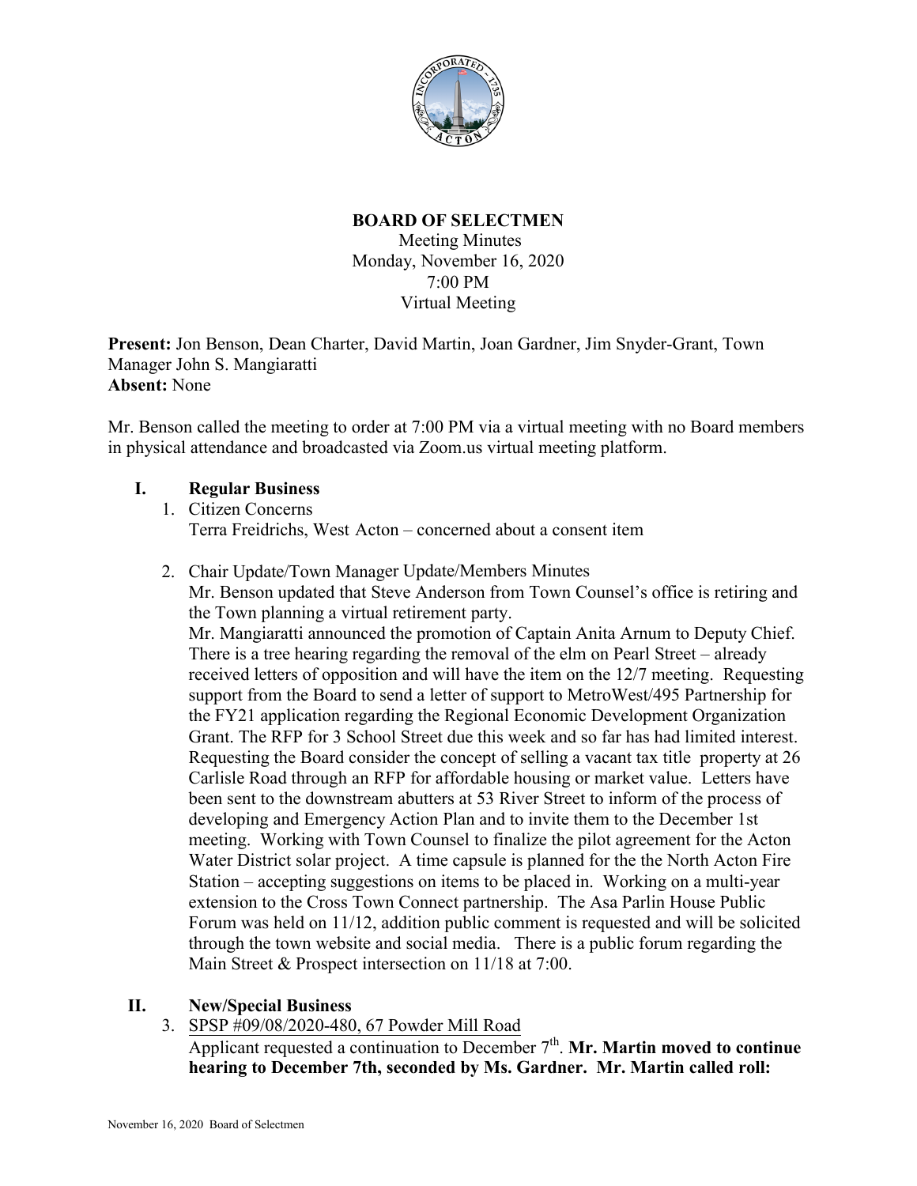**BOARD OF SELECTMEN**

Meeting Minutes
Monday, November 16, 2020
7:00 PM
Virtual Meeting

**Present:** Jon Benson, Dean Charter, David Martin, Joan Gardner, Jim Snyder-Grant, Town Manager John S. Mangiaratti
**Absent:** None

Mr. Benson called the meeting to order at 7:00 PM via a virtual meeting with no Board members in physical attendance and broadcasted via Zoom.us virtual meeting platform.

## I. Regular Business

1. Citizen Concerns
   Terra Freidrichs, West Acton – concerned about a consent item

2. Chair Update/Town Manager Update/Members Minutes
   Mr. Benson updated that Steve Anderson from Town Counsel's office is retiring and the Town planning a virtual retirement party.
   Mr. Mangiaratti announced the promotion of Captain Anita Arnum to Deputy Chief. There is a tree hearing regarding the removal of the elm on Pearl Street – already received letters of opposition and will have the item on the 12/7 meeting. Requesting support from the Board to send a letter of support to MetroWest/495 Partnership for the FY21 application regarding the Regional Economic Development Organization Grant. The RFP for 3 School Street due this week and so far has had limited interest. Requesting the Board consider the concept of selling a vacant tax title property at 26 Carlisle Road through an RFP for affordable housing or market value. Letters have been sent to the downstream abutters at 53 River Street to inform of the process of developing and Emergency Action Plan and to invite them to the December 1st meeting. Working with Town Counsel to finalize the pilot agreement for the Acton Water District solar project. A time capsule is planned for the the North Acton Fire Station – accepting suggestions on items to be placed in. Working on a multi-year extension to the Cross Town Connect partnership. The Asa Parlin House Public Forum was held on 11/12, addition public comment is requested and will be solicited through the town website and social media. There is a public forum regarding the Main Street & Prospect intersection on 11/18 at 7:00.

## II. New/Special Business

3. SPSP #09/08/2020-480, 67 Powder Mill Road
   Applicant requested a continuation to December 7th. **Mr. Martin moved to continue hearing to December 7th, seconded by Ms. Gardner. Mr. Martin called roll:**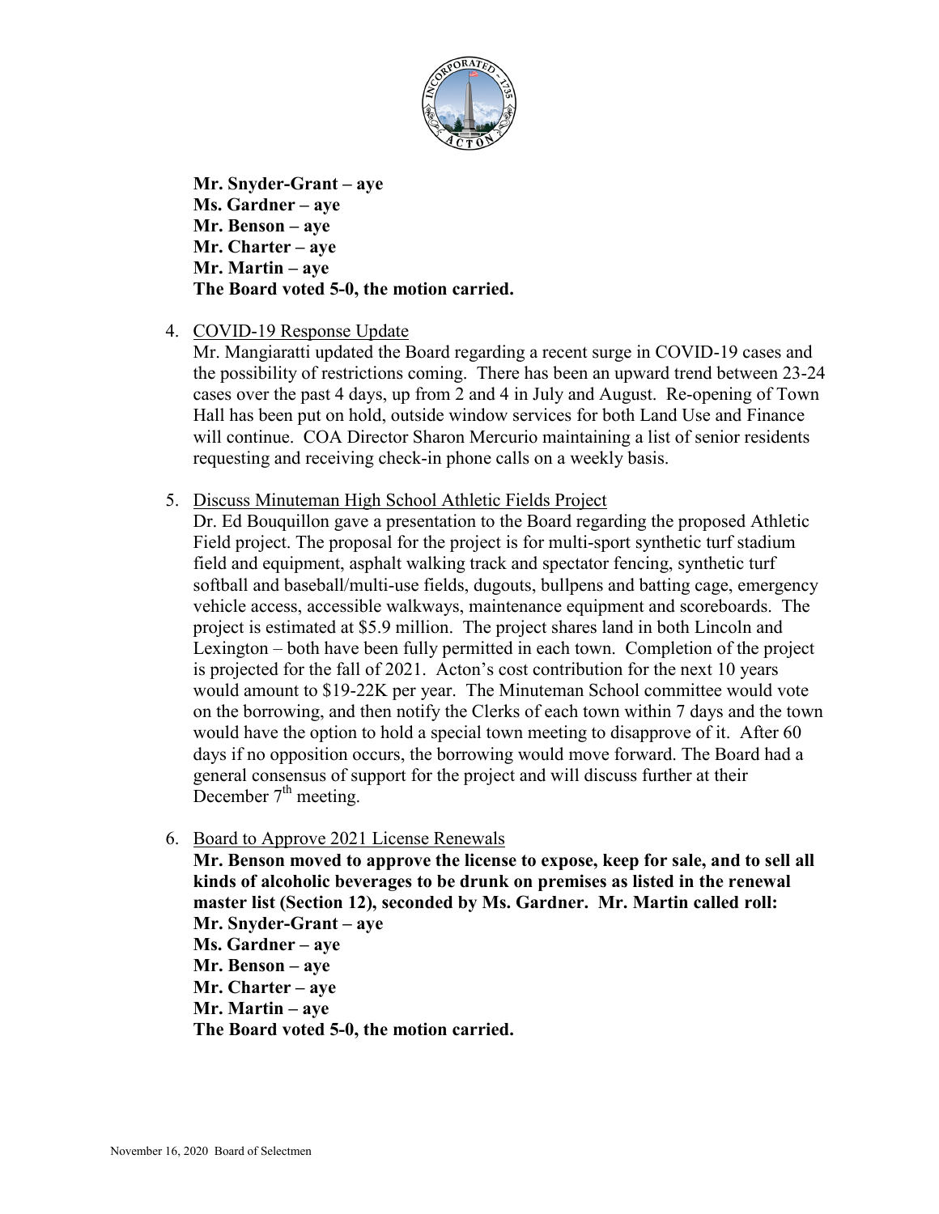**Mr. Snyder-Grant – aye**
**Ms. Gardner – aye**
**Mr. Benson – aye**
**Mr. Charter – aye**
**Mr. Martin – aye**
**The Board voted 5-0, the motion carried.**

4. COVID-19 Response Update

   Mr. Mangiaratti updated the Board regarding a recent surge in COVID-19 cases and the possibility of restrictions coming. There has been an upward trend between 23-24 cases over the past 4 days, up from 2 and 4 in July and August. Re-opening of Town Hall has been put on hold, outside window services for both Land Use and Finance will continue. COA Director Sharon Mercurio maintaining a list of senior residents requesting and receiving check-in phone calls on a weekly basis.

5. Discuss Minuteman High School Athletic Fields Project

   Dr. Ed Bouquillon gave a presentation to the Board regarding the proposed Athletic Field project. The proposal for the project is for multi-sport synthetic turf stadium field and equipment, asphalt walking track and spectator fencing, synthetic turf softball and baseball/multi-use fields, dugouts, bullpens and batting cage, emergency vehicle access, accessible walkways, maintenance equipment and scoreboards. The project is estimated at \$5.9 million. The project shares land in both Lincoln and Lexington – both have been fully permitted in each town. Completion of the project is projected for the fall of 2021. Acton's cost contribution for the next 10 years would amount to \$19-22K per year. The Minuteman School committee would vote on the borrowing, and then notify the Clerks of each town within 7 days and the town would have the option to hold a special town meeting to disapprove of it. After 60 days if no opposition occurs, the borrowing would move forward. The Board had a general consensus of support for the project and will discuss further at their December 7th meeting.

6. Board to Approve 2021 License Renewals

   **Mr. Benson moved to approve the license to expose, keep for sale, and to sell all kinds of alcoholic beverages to be drunk on premises as listed in the renewal master list (Section 12), seconded by Ms. Gardner. Mr. Martin called roll:**
   **Mr. Snyder-Grant – aye**
   **Ms. Gardner – aye**
   **Mr. Benson – aye**
   **Mr. Charter – aye**
   **Mr. Martin – aye**
   **The Board voted 5-0, the motion carried.**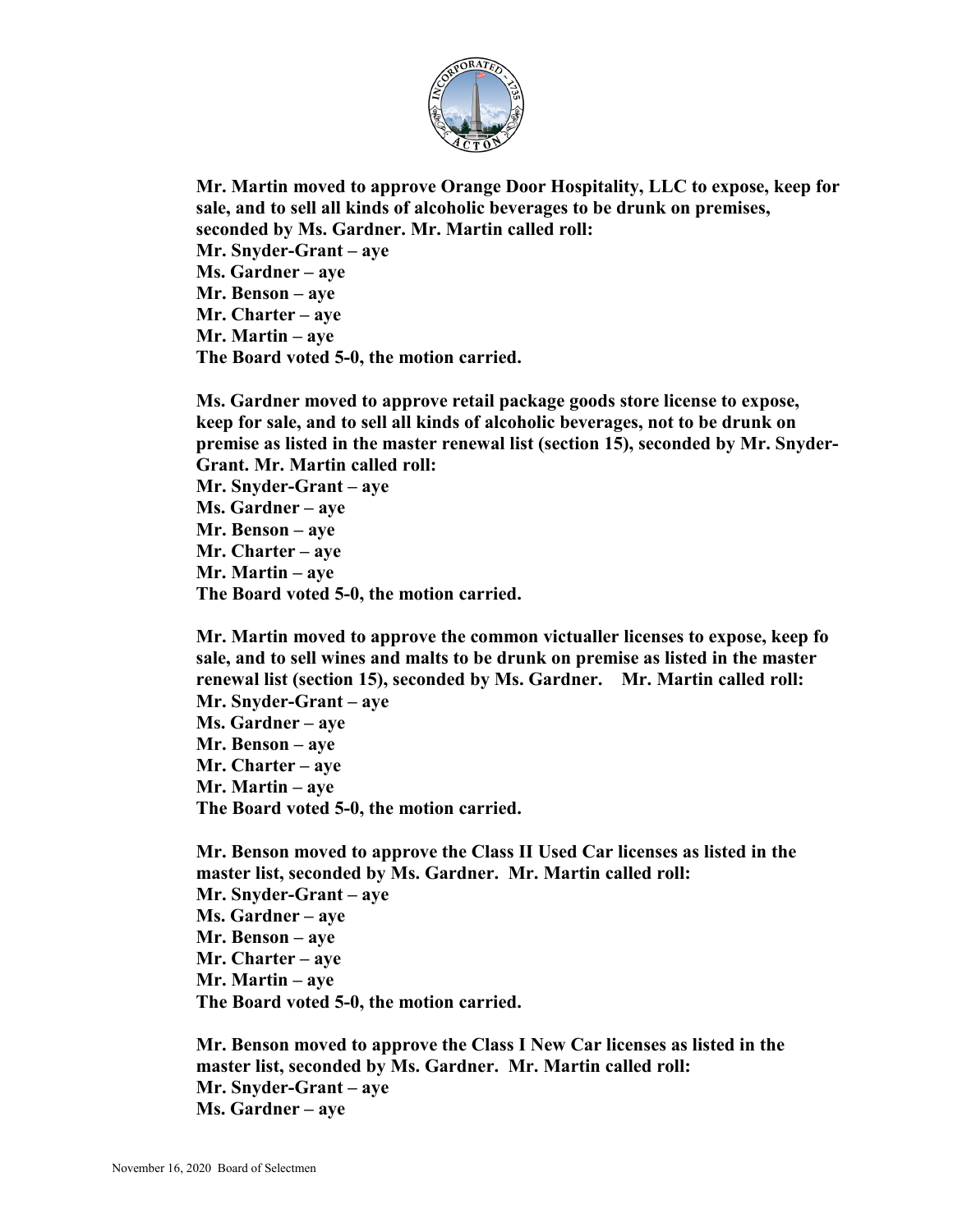**Mr. Martin moved to approve Orange Door Hospitality, LLC to expose, keep for sale, and to sell all kinds of alcoholic beverages to be drunk on premises, seconded by Ms. Gardner. Mr. Martin called roll:**
**Mr. Snyder-Grant – aye**
**Ms. Gardner – aye**
**Mr. Benson – aye**
**Mr. Charter – aye**
**Mr. Martin – aye**
**The Board voted 5-0, the motion carried.**

**Ms. Gardner moved to approve retail package goods store license to expose, keep for sale, and to sell all kinds of alcoholic beverages, not to be drunk on premise as listed in the master renewal list (section 15), seconded by Mr. Snyder-Grant. Mr. Martin called roll:**
**Mr. Snyder-Grant – aye**
**Ms. Gardner – aye**
**Mr. Benson – aye**
**Mr. Charter – aye**
**Mr. Martin – aye**
**The Board voted 5-0, the motion carried.**

**Mr. Martin moved to approve the common victualler licenses to expose, keep fo sale, and to sell wines and malts to be drunk on premise as listed in the master renewal list (section 15), seconded by Ms. Gardner. Mr. Martin called roll:**
**Mr. Snyder-Grant – aye**
**Ms. Gardner – aye**
**Mr. Benson – aye**
**Mr. Charter – aye**
**Mr. Martin – aye**
**The Board voted 5-0, the motion carried.**

**Mr. Benson moved to approve the Class II Used Car licenses as listed in the master list, seconded by Ms. Gardner. Mr. Martin called roll:**
**Mr. Snyder-Grant – aye**
**Ms. Gardner – aye**
**Mr. Benson – aye**
**Mr. Charter – aye**
**Mr. Martin – aye**
**The Board voted 5-0, the motion carried.**

**Mr. Benson moved to approve the Class I New Car licenses as listed in the master list, seconded by Ms. Gardner. Mr. Martin called roll:**
**Mr. Snyder-Grant – aye**
**Ms. Gardner – aye**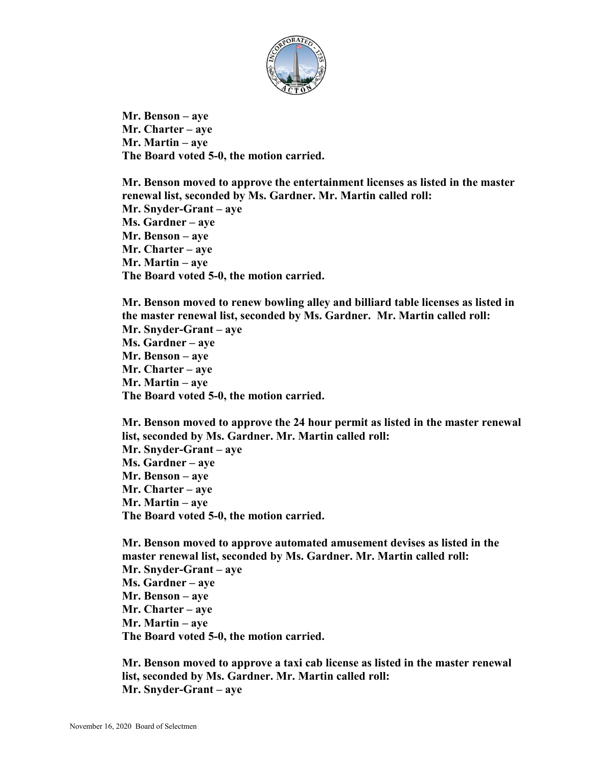**Mr. Benson – aye**
**Mr. Charter – aye**
**Mr. Martin – aye**
**The Board voted 5-0, the motion carried.**

**Mr. Benson moved to approve the entertainment licenses as listed in the master renewal list, seconded by Ms. Gardner. Mr. Martin called roll:**
**Mr. Snyder-Grant – aye**
**Ms. Gardner – aye**
**Mr. Benson – aye**
**Mr. Charter – aye**
**Mr. Martin – aye**
**The Board voted 5-0, the motion carried.**

**Mr. Benson moved to renew bowling alley and billiard table licenses as listed in the master renewal list, seconded by Ms. Gardner. Mr. Martin called roll:**
**Mr. Snyder-Grant – aye**
**Ms. Gardner – aye**
**Mr. Benson – aye**
**Mr. Charter – aye**
**Mr. Martin – aye**
**The Board voted 5-0, the motion carried.**

**Mr. Benson moved to approve the 24 hour permit as listed in the master renewal list, seconded by Ms. Gardner. Mr. Martin called roll:**
**Mr. Snyder-Grant – aye**
**Ms. Gardner – aye**
**Mr. Benson – aye**
**Mr. Charter – aye**
**Mr. Martin – aye**
**The Board voted 5-0, the motion carried.**

**Mr. Benson moved to approve automated amusement devises as listed in the master renewal list, seconded by Ms. Gardner. Mr. Martin called roll:**
**Mr. Snyder-Grant – aye**
**Ms. Gardner – aye**
**Mr. Benson – aye**
**Mr. Charter – aye**
**Mr. Martin – aye**
**The Board voted 5-0, the motion carried.**

**Mr. Benson moved to approve a taxi cab license as listed in the master renewal list, seconded by Ms. Gardner. Mr. Martin called roll:**
**Mr. Snyder-Grant – aye**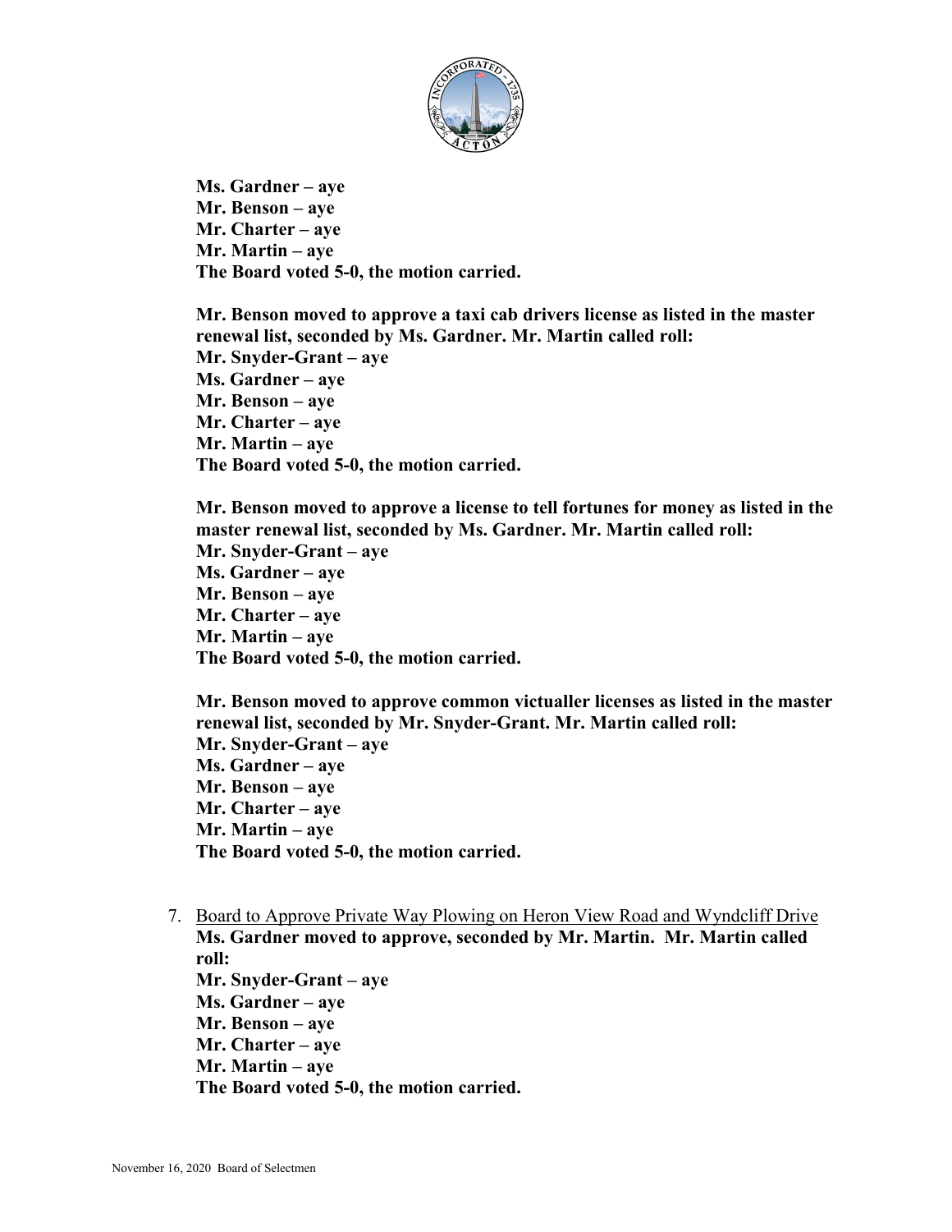**Ms. Gardner – aye**
**Mr. Benson – aye**
**Mr. Charter – aye**
**Mr. Martin – aye**
**The Board voted 5-0, the motion carried.**

**Mr. Benson moved to approve a taxi cab drivers license as listed in the master renewal list, seconded by Ms. Gardner. Mr. Martin called roll:**
**Mr. Snyder-Grant – aye**
**Ms. Gardner – aye**
**Mr. Benson – aye**
**Mr. Charter – aye**
**Mr. Martin – aye**
**The Board voted 5-0, the motion carried.**

**Mr. Benson moved to approve a license to tell fortunes for money as listed in the master renewal list, seconded by Ms. Gardner. Mr. Martin called roll:**
**Mr. Snyder-Grant – aye**
**Ms. Gardner – aye**
**Mr. Benson – aye**
**Mr. Charter – aye**
**Mr. Martin – aye**
**The Board voted 5-0, the motion carried.**

**Mr. Benson moved to approve common victualler licenses as listed in the master renewal list, seconded by Mr. Snyder-Grant. Mr. Martin called roll:**
**Mr. Snyder-Grant – aye**
**Ms. Gardner – aye**
**Mr. Benson – aye**
**Mr. Charter – aye**
**Mr. Martin – aye**
**The Board voted 5-0, the motion carried.**

7. Board to Approve Private Way Plowing on Heron View Road and Wyndcliff Drive
   **Ms. Gardner moved to approve, seconded by Mr. Martin. Mr. Martin called roll:**
   **Mr. Snyder-Grant – aye**
   **Ms. Gardner – aye**
   **Mr. Benson – aye**
   **Mr. Charter – aye**
   **Mr. Martin – aye**
   **The Board voted 5-0, the motion carried.**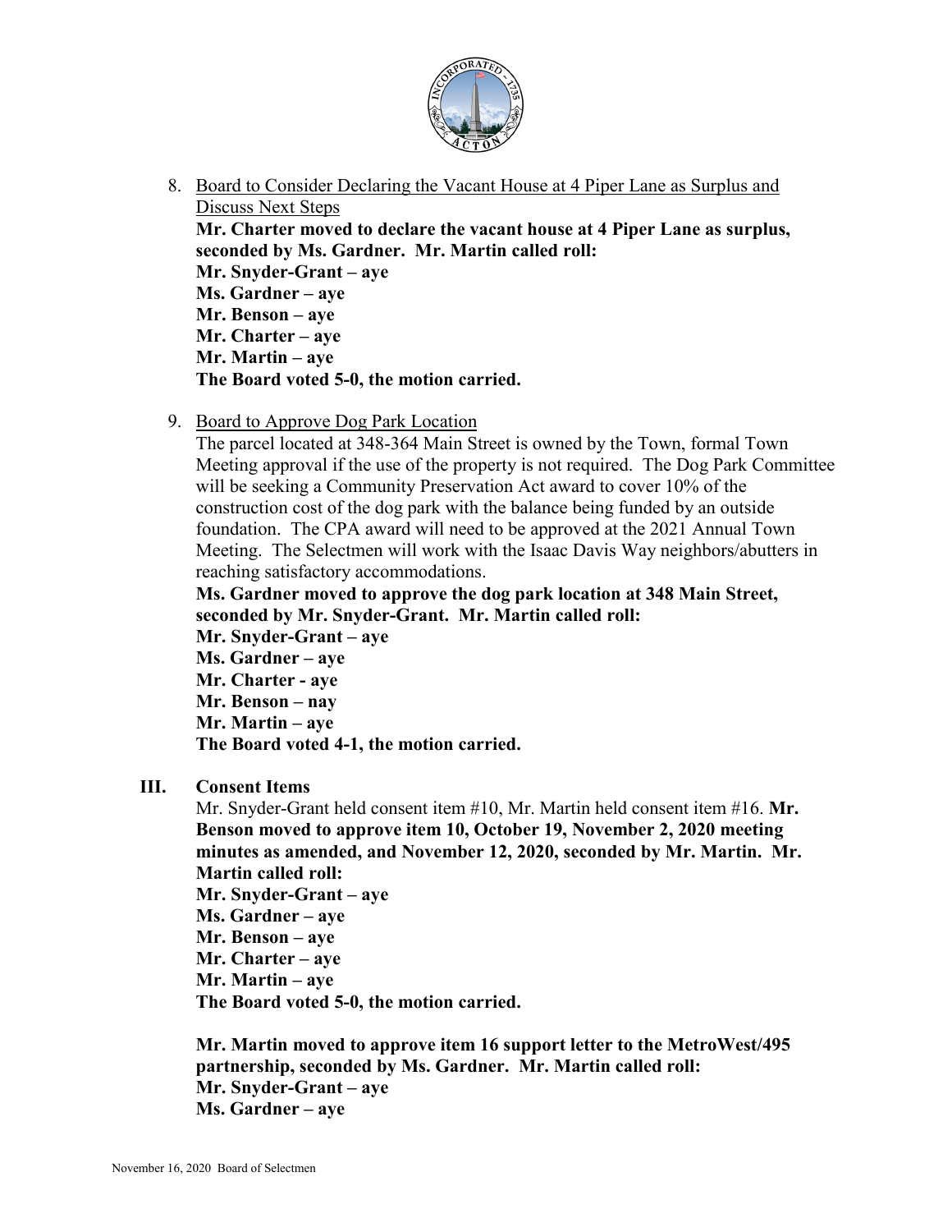8. Board to Consider Declaring the Vacant House at 4 Piper Lane as Surplus and Discuss Next Steps
   **Mr. Charter moved to declare the vacant house at 4 Piper Lane as surplus, seconded by Ms. Gardner. Mr. Martin called roll:**
   **Mr. Snyder-Grant – aye**
   **Ms. Gardner – aye**
   **Mr. Benson – aye**
   **Mr. Charter – aye**
   **Mr. Martin – aye**
   **The Board voted 5-0, the motion carried.**

9. Board to Approve Dog Park Location
   The parcel located at 348-364 Main Street is owned by the Town, formal Town Meeting approval if the use of the property is not required. The Dog Park Committee will be seeking a Community Preservation Act award to cover 10% of the construction cost of the dog park with the balance being funded by an outside foundation. The CPA award will need to be approved at the 2021 Annual Town Meeting. The Selectmen will work with the Isaac Davis Way neighbors/abutters in reaching satisfactory accommodations.
   **Ms. Gardner moved to approve the dog park location at 348 Main Street, seconded by Mr. Snyder-Grant. Mr. Martin called roll:**
   **Mr. Snyder-Grant – aye**
   **Ms. Gardner – aye**
   **Mr. Charter - aye**
   **Mr. Benson – nay**
   **Mr. Martin – aye**
   **The Board voted 4-1, the motion carried.**

## III. Consent Items

Mr. Snyder-Grant held consent item #10, Mr. Martin held consent item #16. **Mr. Benson moved to approve item 10, October 19, November 2, 2020 meeting minutes as amended, and November 12, 2020, seconded by Mr. Martin. Mr. Martin called roll:**
**Mr. Snyder-Grant – aye**
**Ms. Gardner – aye**
**Mr. Benson – aye**
**Mr. Charter – aye**
**Mr. Martin – aye**
**The Board voted 5-0, the motion carried.**

**Mr. Martin moved to approve item 16 support letter to the MetroWest/495 partnership, seconded by Ms. Gardner. Mr. Martin called roll:**
**Mr. Snyder-Grant – aye**
**Ms. Gardner – aye**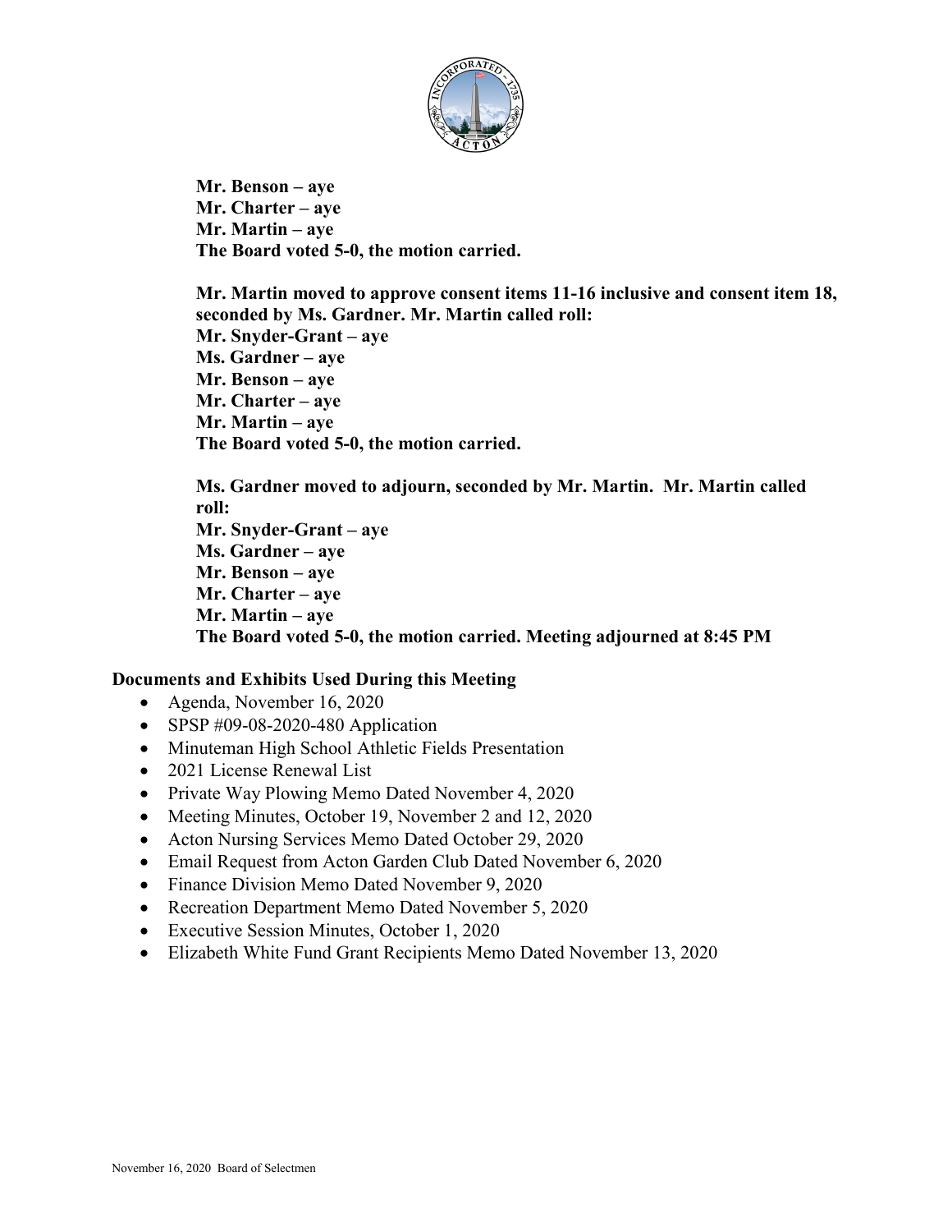**Mr. Benson – aye**
**Mr. Charter – aye**
**Mr. Martin – aye**
**The Board voted 5-0, the motion carried.**

**Mr. Martin moved to approve consent items 11-16 inclusive and consent item 18, seconded by Ms. Gardner. Mr. Martin called roll:**
**Mr. Snyder-Grant – aye**
**Ms. Gardner – aye**
**Mr. Benson – aye**
**Mr. Charter – aye**
**Mr. Martin – aye**
**The Board voted 5-0, the motion carried.**

**Ms. Gardner moved to adjourn, seconded by Mr. Martin. Mr. Martin called roll:**
**Mr. Snyder-Grant – aye**
**Ms. Gardner – aye**
**Mr. Benson – aye**
**Mr. Charter – aye**
**Mr. Martin – aye**
**The Board voted 5-0, the motion carried. Meeting adjourned at 8:45 PM**

**Documents and Exhibits Used During this Meeting**

- Agenda, November 16, 2020
- SPSP #09-08-2020-480 Application
- Minuteman High School Athletic Fields Presentation
- 2021 License Renewal List
- Private Way Plowing Memo Dated November 4, 2020
- Meeting Minutes, October 19, November 2 and 12, 2020
- Acton Nursing Services Memo Dated October 29, 2020
- Email Request from Acton Garden Club Dated November 6, 2020
- Finance Division Memo Dated November 9, 2020
- Recreation Department Memo Dated November 5, 2020
- Executive Session Minutes, October 1, 2020
- Elizabeth White Fund Grant Recipients Memo Dated November 13, 2020